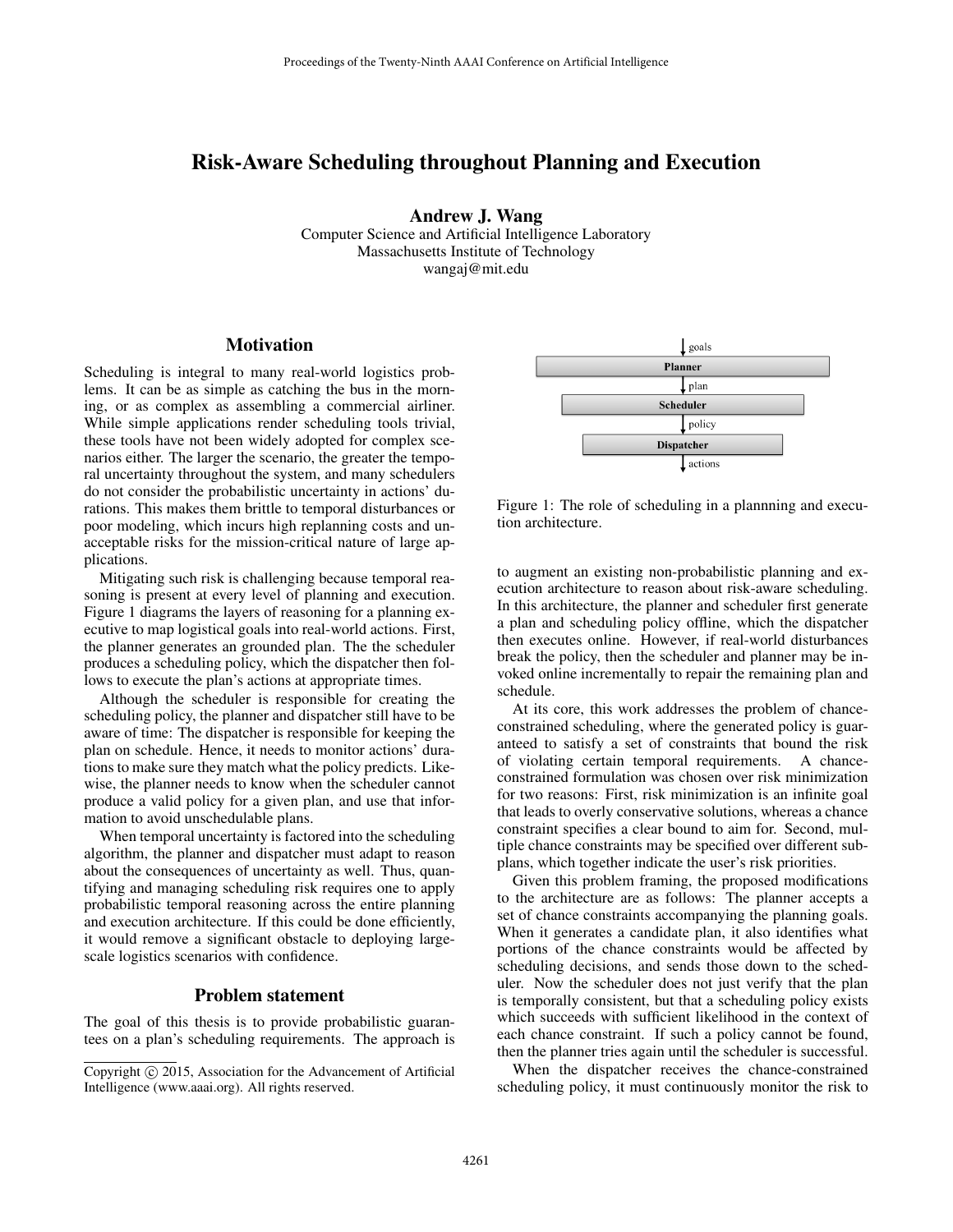# Risk-Aware Scheduling throughout Planning and Execution

**Andrew J. Wang**
Computer Science and Artificial Intelligence Laboratory
Massachusetts Institute of Technology
wangaj@mit.edu

## Motivation

Scheduling is integral to many real-world logistics problems. It can be as simple as catching the bus in the morning, or as complex as assembling a commercial airliner. While simple applications render scheduling tools trivial, these tools have not been widely adopted for complex scenarios either. The larger the scenario, the greater the temporal uncertainty throughout the system, and many schedulers do not consider the probabilistic uncertainty in actions' durations. This makes them brittle to temporal disturbances or poor modeling, which incurs high replanning costs and unacceptable risks for the mission-critical nature of large applications.

Mitigating such risk is challenging because temporal reasoning is present at every level of planning and execution. Figure 1 diagrams the layers of reasoning for a planning executive to map logistical goals into real-world actions. First, the planner generates an grounded plan. The the scheduler produces a scheduling policy, which the dispatcher then follows to execute the plan's actions at appropriate times.

Although the scheduler is responsible for creating the scheduling policy, the planner and dispatcher still have to be aware of time: The dispatcher is responsible for keeping the plan on schedule. Hence, it needs to monitor actions' durations to make sure they match what the policy predicts. Likewise, the planner needs to know when the scheduler cannot produce a valid policy for a given plan, and use that information to avoid unschedulable plans.

When temporal uncertainty is factored into the scheduling algorithm, the planner and dispatcher must adapt to reason about the consequences of uncertainty as well. Thus, quantifying and managing scheduling risk requires one to apply probabilistic temporal reasoning across the entire planning and execution architecture. If this could be done efficiently, it would remove a significant obstacle to deploying large-scale logistics scenarios with confidence.

## Problem statement

The goal of this thesis is to provide probabilistic guarantees on a plan's scheduling requirements. The approach is to augment an existing non-probabilistic planning and execution architecture to reason about risk-aware scheduling. In this architecture, the planner and scheduler first generate a plan and scheduling policy offline, which the dispatcher then executes online. However, if real-world disturbances break the policy, then the scheduler and planner may be invoked online incrementally to repair the remaining plan and schedule.

goals
Planner
plan
Scheduler
policy
Dispatcher
actions

Figure 1: The role of scheduling in a plannning and execution architecture.

At its core, this work addresses the problem of chance-constrained scheduling, where the generated policy is guaranteed to satisfy a set of constraints that bound the risk of violating certain temporal requirements. A chance-constrained formulation was chosen over risk minimization for two reasons: First, risk minimization is an infinite goal that leads to overly conservative solutions, whereas a chance constraint specifies a clear bound to aim for. Second, multiple chance constraints may be specified over different subplans, which together indicate the user's risk priorities.

Given this problem framing, the proposed modifications to the architecture are as follows: The planner accepts a set of chance constraints accompanying the planning goals. When it generates a candidate plan, it also identifies what portions of the chance constraints would be affected by scheduling decisions, and sends those down to the scheduler. Now the scheduler does not just verify that the plan is temporally consistent, but that a scheduling policy exists which succeeds with sufficient likelihood in the context of each chance constraint. If such a policy cannot be found, then the planner tries again until the scheduler is successful.

When the dispatcher receives the chance-constrained scheduling policy, it must continuously monitor the risk to

Copyright © 2015, Association for the Advancement of Artificial Intelligence (www.aaai.org). All rights reserved.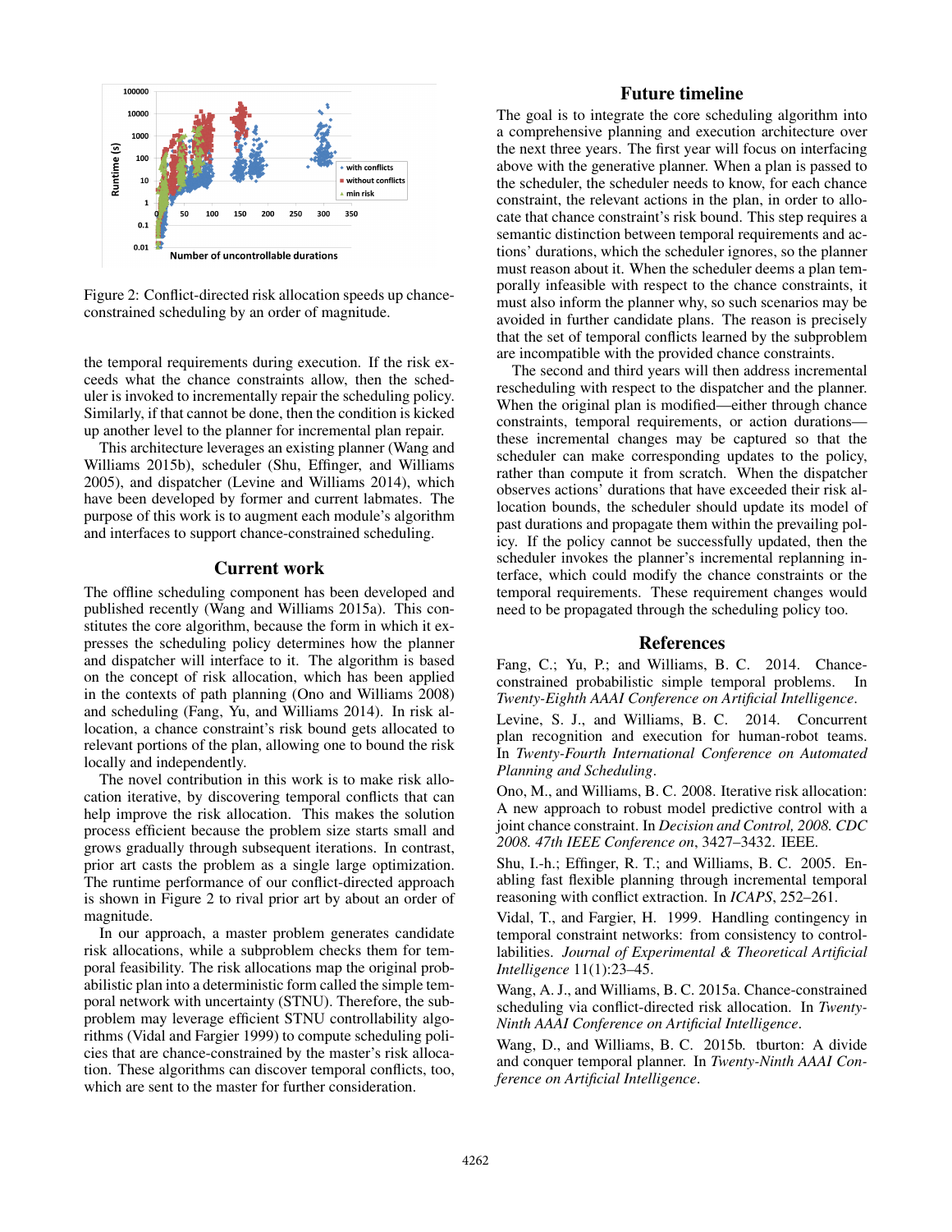Runtime (s)

100000

10000

1000

100

10

1

0.1

0.01

0

50

100

150

200

250

300

350

Number of uncontrollable durations

with conflicts

without conflicts

min risk

Figure 2: Conflict-directed risk allocation speeds up chance-constrained scheduling by an order of magnitude.

the temporal requirements during execution. If the risk exceeds what the chance constraints allow, then the scheduler is invoked to incrementally repair the scheduling policy. Similarly, if that cannot be done, then the condition is kicked up another level to the planner for incremental plan repair.

This architecture leverages an existing planner (Wang and Williams 2015b), scheduler (Shu, Effinger, and Williams 2005), and dispatcher (Levine and Williams 2014), which have been developed by former and current labmates. The purpose of this work is to augment each module's algorithm and interfaces to support chance-constrained scheduling.

## Current work

The offline scheduling component has been developed and published recently (Wang and Williams 2015a). This constitutes the core algorithm, because the form in which it expresses the scheduling policy determines how the planner and dispatcher will interface to it. The algorithm is based on the concept of risk allocation, which has been applied in the contexts of path planning (Ono and Williams 2008) and scheduling (Fang, Yu, and Williams 2014). In risk allocation, a chance constraint's risk bound gets allocated to relevant portions of the plan, allowing one to bound the risk locally and independently.

The novel contribution in this work is to make risk allocation iterative, by discovering temporal conflicts that can help improve the risk allocation. This makes the solution process efficient because the problem size starts small and grows gradually through subsequent iterations. In contrast, prior art casts the problem as a single large optimization. The runtime performance of our conflict-directed approach is shown in Figure 2 to rival prior art by about an order of magnitude.

In our approach, a master problem generates candidate risk allocations, while a subproblem checks them for temporal feasibility. The risk allocations map the original probabilistic plan into a deterministic form called the simple temporal network with uncertainty (STNU). Therefore, the subproblem may leverage efficient STNU controllability algorithms (Vidal and Fargier 1999) to compute scheduling policies that are chance-constrained by the master's risk allocation. These algorithms can discover temporal conflicts, too, which are sent to the master for further consideration.

## Future timeline

The goal is to integrate the core scheduling algorithm into a comprehensive planning and execution architecture over the next three years. The first year will focus on interfacing above with the generative planner. When a plan is passed to the scheduler, the scheduler needs to know, for each chance constraint, the relevant actions in the plan, in order to allocate that chance constraint's risk bound. This step requires a semantic distinction between temporal requirements and actions' durations, which the scheduler ignores, so the planner must reason about it. When the scheduler deems a plan temporally infeasible with respect to the chance constraints, it must also inform the planner why, so such scenarios may be avoided in further candidate plans. The reason is precisely that the set of temporal conflicts learned by the subproblem are incompatible with the provided chance constraints.

The second and third years will then address incremental rescheduling with respect to the dispatcher and the planner. When the original plan is modified—either through chance constraints, temporal requirements, or action durations—these incremental changes may be captured so that the scheduler can make corresponding updates to the policy, rather than compute it from scratch. When the dispatcher observes actions' durations that have exceeded their risk allocation bounds, the scheduler should update its model of past durations and propagate them within the prevailing policy. If the policy cannot be successfully updated, then the scheduler invokes the planner's incremental replanning interface, which could modify the chance constraints or the temporal requirements. These requirement changes would need to be propagated through the scheduling policy too.

## References

Fang, C.; Yu, P.; and Williams, B. C. 2014. Chance-constrained probabilistic simple temporal problems. In *Twenty-Eighth AAAI Conference on Artificial Intelligence*.

Levine, S. J., and Williams, B. C. 2014. Concurrent plan recognition and execution for human-robot teams. In *Twenty-Fourth International Conference on Automated Planning and Scheduling*.

Ono, M., and Williams, B. C. 2008. Iterative risk allocation: A new approach to robust model predictive control with a joint chance constraint. In *Decision and Control, 2008. CDC 2008. 47th IEEE Conference on*, 3427–3432. IEEE.

Shu, I.-h.; Effinger, R. T.; and Williams, B. C. 2005. Enabling fast flexible planning through incremental temporal reasoning with conflict extraction. In *ICAPS*, 252–261.

Vidal, T., and Fargier, H. 1999. Handling contingency in temporal constraint networks: from consistency to controllabilities. *Journal of Experimental & Theoretical Artificial Intelligence* 11(1):23–45.

Wang, A. J., and Williams, B. C. 2015a. Chance-constrained scheduling via conflict-directed risk allocation. In *Twenty-Ninth AAAI Conference on Artificial Intelligence*.

Wang, D., and Williams, B. C. 2015b. tburton: A divide and conquer temporal planner. In *Twenty-Ninth AAAI Conference on Artificial Intelligence*.